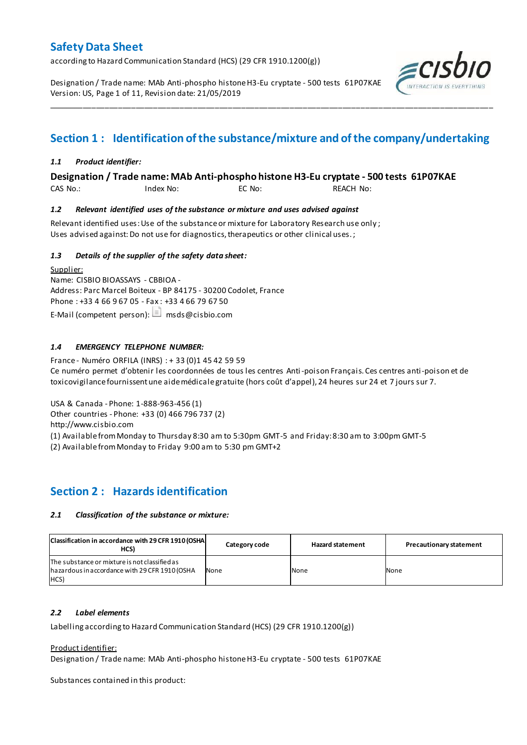# Safety Data Sheet

according to Hazard Communication Standard (HCS) (29 CFR 1910.1200(g))

Designation / Trade name: MAb Anti-phospho histone H3-Eu cryptate - 500 tests 61P07KAE
Version: US, Page 1 of 11, Revision date: 21/05/2019

## Section 1 : Identification of the substance/mixture and of the company/undertaking

### *1.1 Product identifier:*

**Designation / Trade name: MAb Anti-phospho histone H3-Eu cryptate - 500 tests 61P07KAE**

CAS No.: Index No: EC No: REACH No:

### *1.2 Relevant identified uses of the substance or mixture and uses advised against*

Relevant identified uses: Use of the substance or mixture for Laboratory Research use only ;
Uses advised against: Do not use for diagnostics, therapeutics or other clinical uses. ;

### *1.3 Details of the supplier of the safety data sheet:*

Supplier:
Name: CISBIO BIOASSAYS - CBBIOA -
Address: Parc Marcel Boiteux - BP 84175 - 30200 Codolet, France
Phone : +33 4 66 9 67 05 - Fax : +33 4 66 79 67 50
E-Mail (competent person): msds@cisbio.com

### *1.4 EMERGENCY TELEPHONE NUMBER:*

France - Numéro ORFILA (INRS) : + 33 (0)1 45 42 59 59
Ce numéro permet d'obtenir les coordonnées de tous les centres Anti-poison Français. Ces centres anti-poison et de toxicovigilance fournissent une aide médicale gratuite (hors coût d'appel), 24 heures sur 24 et 7 jours sur 7.

USA & Canada - Phone: 1-888-963-456 (1)
Other countries - Phone: +33 (0) 466 796 737 (2)
http://www.cisbio.com
(1) Available from Monday to Thursday 8:30 am to 5:30pm GMT-5 and Friday: 8:30 am to 3:00pm GMT-5
(2) Available from Monday to Friday 9:00 am to 5:30 pm GMT+2

## Section 2 : Hazards identification

### *2.1 Classification of the substance or mixture:*

| Classification in accordance with 29 CFR 1910 (OSHA HCS) | Category code | Hazard statement | Precautionary statement |
|---|---|---|---|
| The substance or mixture is not classified as hazardous in accordance with 29 CFR 1910 (OSHA HCS) | None | None | None |

### *2.2 Label elements*

Labelling according to Hazard Communication Standard (HCS) (29 CFR 1910.1200(g))

Product identifier:
Designation / Trade name: MAb Anti-phospho histone H3-Eu cryptate - 500 tests 61P07KAE

Substances contained in this product: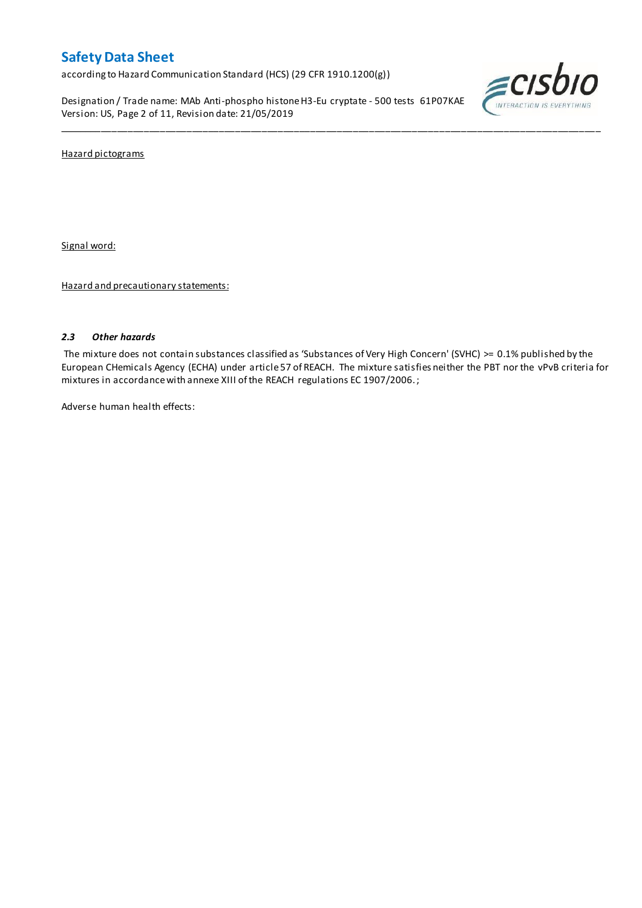Hazard pictograms

Signal word:

Hazard and precautionary statements:

### *2.3 Other hazards*

The mixture does not contain substances classified as 'Substances of Very High Concern' (SVHC) >= 0.1% published by the European CHemicals Agency (ECHA) under article 57 of REACH. The mixture satisfies neither the PBT nor the vPvB criteria for mixtures in accordance with annexe XIII of the REACH regulations EC 1907/2006. ;

Adverse human health effects: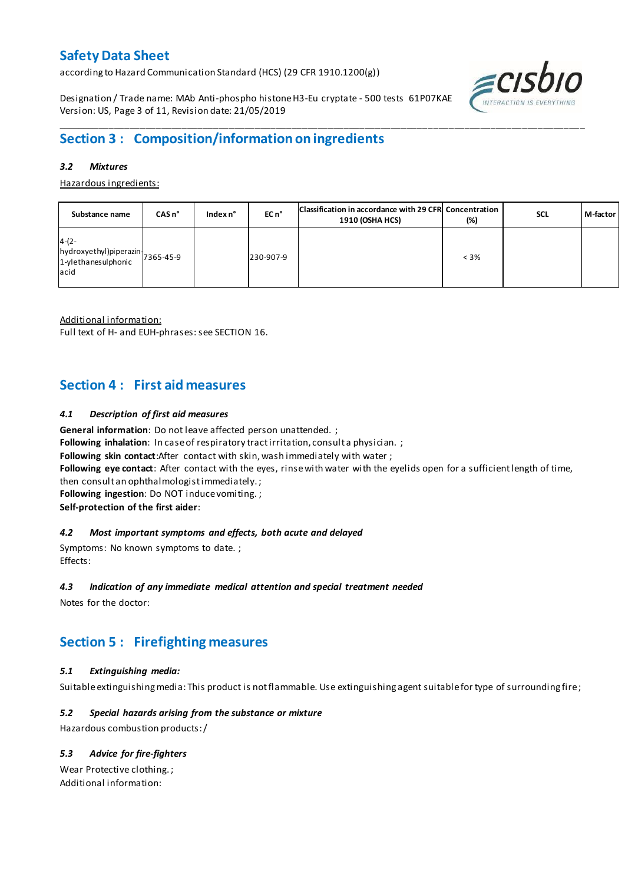## Section 3 : Composition/information on ingredients

### *3.2 Mixtures*

Hazardous ingredients:

| Substance name | CAS n° | Index n° | EC n° | Classification in accordance with 29 CFR 1910 (OSHA HCS) | Concentration (%) | SCL | M-factor |
|---|---|---|---|---|---|---|---|
| 4-(2-hydroxyethyl)piperazin-1-ylethanesulphonic acid | 7365-45-9 | | 230-907-9 | | < 3% | | |

Additional information:
Full text of H- and EUH-phrases: see SECTION 16.

## Section 4 : First aid measures

### *4.1 Description of first aid measures*

**General information**: Do not leave affected person unattended. ;
**Following inhalation**: In case of respiratory tract irritation, consult a physician. ;
**Following skin contact**:After contact with skin, wash immediately with water ;
**Following eye contact**: After contact with the eyes, rinse with water with the eyelids open for a sufficient length of time, then consult an ophthalmologist immediately. ;
**Following ingestion**: Do NOT induce vomiting. ;
**Self-protection of the first aider**:

### *4.2 Most important symptoms and effects, both acute and delayed*

Symptoms: No known symptoms to date. ;
Effects:

### *4.3 Indication of any immediate medical attention and special treatment needed*

Notes for the doctor:

## Section 5 : Firefighting measures

### *5.1 Extinguishing media:*

Suitable extinguishing media: This product is not flammable. Use extinguishing agent suitable for type of surrounding fire ;

### *5.2 Special hazards arising from the substance or mixture*

Hazardous combustion products: /

### *5.3 Advice for fire-fighters*

Wear Protective clothing. ;
Additional information: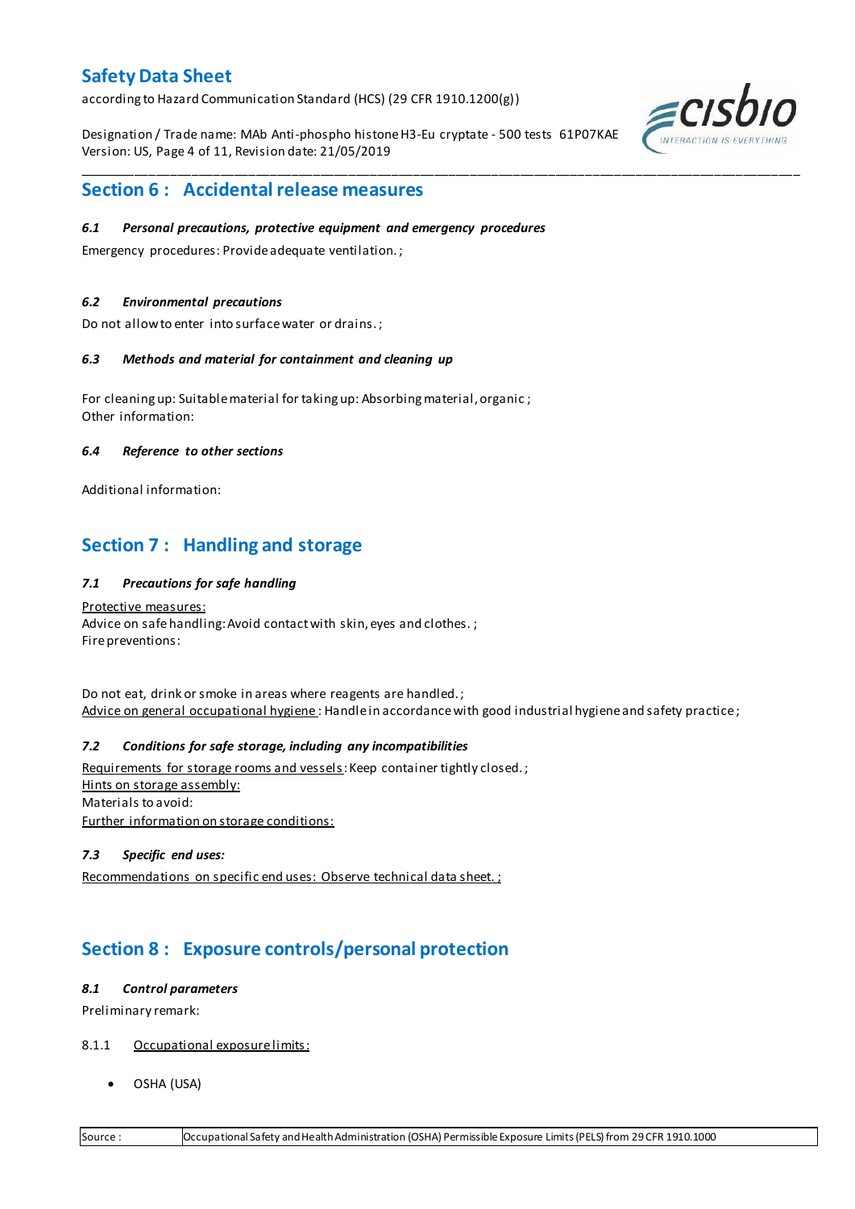## Section 6 : Accidental release measures

### *6.1 Personal precautions, protective equipment and emergency procedures*

Emergency procedures: Provide adequate ventilation. ;

### *6.2 Environmental precautions*

Do not allow to enter into surface water or drains. ;

### *6.3 Methods and material for containment and cleaning up*

For cleaning up: Suitable material for taking up: Absorbing material, organic ;
Other information:

### *6.4 Reference to other sections*

Additional information:

## Section 7 : Handling and storage

### *7.1 Precautions for safe handling*

Protective measures:
Advice on safe handling: Avoid contact with skin, eyes and clothes. ;
Fire preventions:

Do not eat, drink or smoke in areas where reagents are handled. ;
Advice on general occupational hygiene : Handle in accordance with good industrial hygiene and safety practice ;

### *7.2 Conditions for safe storage, including any incompatibilities*

Requirements for storage rooms and vessels: Keep container tightly closed. ;
Hints on storage assembly:
Materials to avoid:
Further information on storage conditions:

### *7.3 Specific end uses:*

Recommendations on specific end uses: Observe technical data sheet. ;

## Section 8 : Exposure controls/personal protection

### *8.1 Control parameters*

Preliminary remark:

8.1.1 Occupational exposure limits:

- OSHA (USA)

| Source : | Occupational Safety and Health Administration (OSHA) Permissible Exposure Limits (PELS) from 29 CFR 1910.1000 |
|---|---|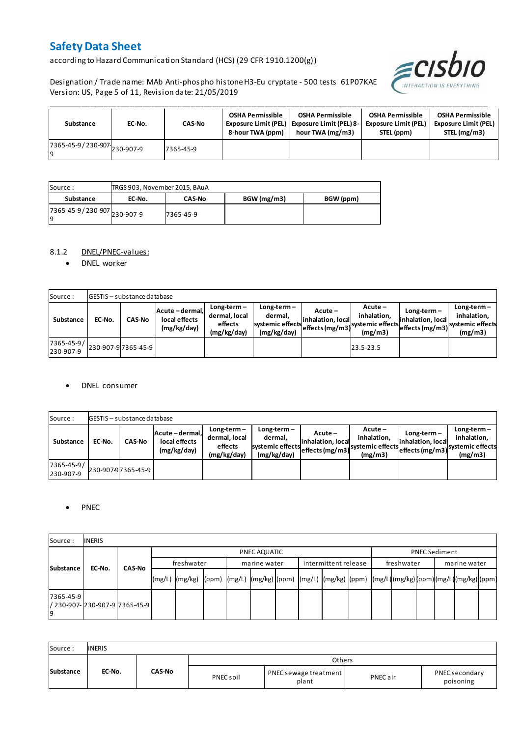| Substance | EC-No. | CAS-No | OSHA Permissible Exposure Limit (PEL) 8-hour TWA (ppm) | OSHA Permissible Exposure Limit (PEL) 8-hour TWA (mg/m3) | OSHA Permissible Exposure Limit (PEL) STEL (ppm) | OSHA Permissible Exposure Limit (PEL) STEL (mg/m3) |
|---|---|---|---|---|---|---|
| 7365-45-9 / 230-907-9 | 230-907-9 | 7365-45-9 | | | | |

| Source : | TRGS 903, November 2015, BAuA | | | |
|---|---|---|---|---|
| **Substance** | **EC-No.** | **CAS-No** | **BGW (mg/m3)** | **BGW (ppm)** |
| 7365-45-9 / 230-907-9 | 230-907-9 | 7365-45-9 | | |

8.1.2 DNEL/PNEC-values:

- DNEL worker

| Source : | GESTIS – substance database | | | | | | | | |
|---|---|---|---|---|---|---|---|---|---|
| **Substance** | **EC-No.** | **CAS-No** | **Acute – dermal, local effects (mg/kg/day)** | **Long-term – dermal, local effects (mg/kg/day)** | **Long-term – dermal, systemic effects (mg/kg/day)** | **Acute – inhalation, local effects (mg/m3)** | **Acute – inhalation, systemic effects (mg/m3)** | **Long-term – inhalation, local effects (mg/m3)** | **Long-term – inhalation, systemic effects (mg/m3)** |
| 7365-45-9 / 230-907-9 | 230-907-9 | 7365-45-9 | | | | | 23.5-23.5 | | |

- DNEL consumer

| Source : | GESTIS – substance database | | | | | | | | |
|---|---|---|---|---|---|---|---|---|---|
| **Substance** | **EC-No.** | **CAS-No** | **Acute – dermal, local effects (mg/kg/day)** | **Long-term – dermal, local effects (mg/kg/day)** | **Long-term – dermal, systemic effects (mg/kg/day)** | **Acute – inhalation, local effects (mg/m3)** | **Acute – inhalation, systemic effects (mg/m3)** | **Long-term – inhalation, local effects (mg/m3)** | **Long-term – inhalation, systemic effects (mg/m3)** |
| 7365-45-9 / 230-907-9 | 230-907-9 | 7365-45-9 | | | | | | | |

- PNEC

| Source : | INERIS | | | | | | | | | | | | | | | | | |
|---|---|---|---|---|---|---|---|---|---|---|---|---|---|---|---|---|---|---|
| **Substance** | **EC-No.** | **CAS-No** | PNEC AQUATIC | | | | | | | | | PNEC Sediment | | | | | |
| | | | freshwater | | | marine water | | | intermittent release | | | freshwater | | | marine water | | |
| | | | (mg/L) | (mg/kg) | (ppm) | (mg/L) | (mg/kg) | (ppm) | (mg/L) | (mg/kg) | (ppm) | (mg/L) | (mg/kg) | (ppm) | (mg/L) | (mg/kg) | (ppm) |
| 7365-45-9 / 230-907-9 | 230-907-9 | 7365-45-9 | | | | | | | | | | | | | | | |

| Source : | INERIS | | | | | |
|---|---|---|---|---|---|---|
| **Substance** | **EC-No.** | **CAS-No** | Others | | | |
| | | | PNEC soil | PNEC sewage treatment plant | PNEC air | PNEC secondary poisoning |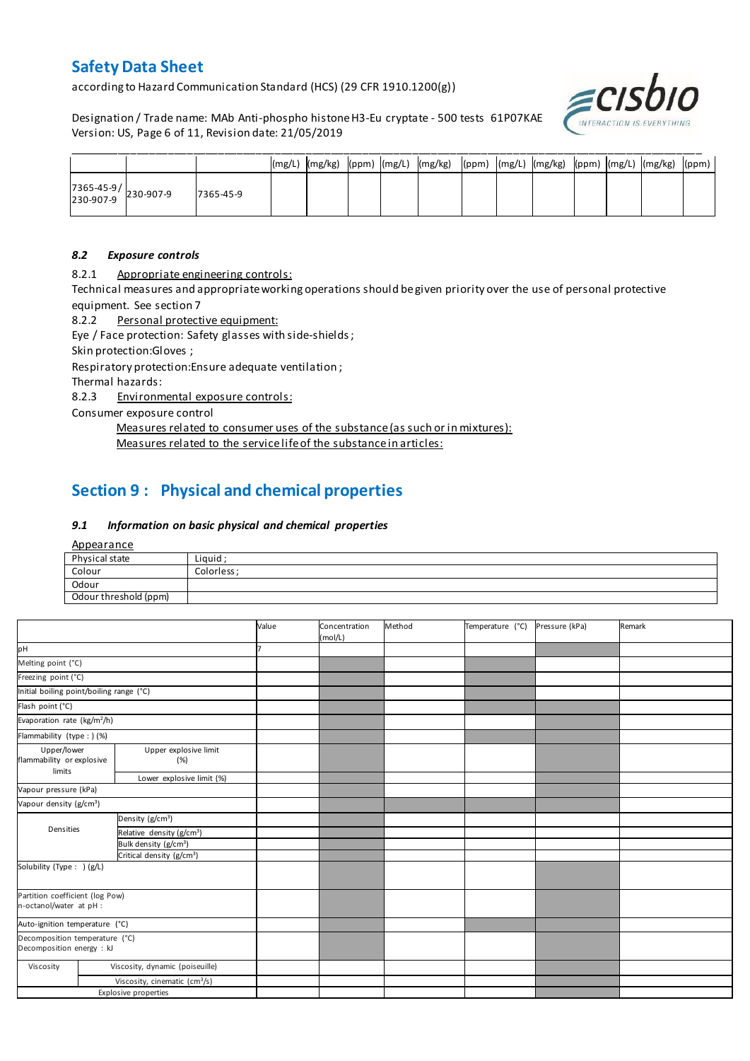|  |  |  | (mg/L) | (mg/kg) | (ppm) | (mg/L) | (mg/kg) | (ppm) | (mg/L) | (mg/kg) | (ppm) | (mg/L) | (mg/kg) | (ppm) |
|---|---|---|---|---|---|---|---|---|---|---|---|---|---|---|
| 7365-45-9/ 230-907-9 | 230-907-9 | 7365-45-9 |  |  |  |  |  |  |  |  |  |  |  |  |

### *8.2 Exposure controls*

8.2.1 Appropriate engineering controls:

Technical measures and appropriate working operations should be given priority over the use of personal protective equipment. See section 7

8.2.2 Personal protective equipment:

Eye / Face protection: Safety glasses with side-shields ;

Skin protection:Gloves ;

Respiratory protection:Ensure adequate ventilation ;

Thermal hazards:

8.2.3 Environmental exposure controls:

Consumer exposure control

Measures related to consumer uses of the substance (as such or in mixtures):

Measures related to the service life of the substance in articles:

## Section 9 : Physical and chemical properties

### *9.1 Information on basic physical and chemical properties*

Appearance

| Physical state | Liquid ; |
|---|---|
| Colour | Colorless ; |
| Odour |  |
| Odour threshold (ppm) |  |

|  |  | Value | Concentration (mol/L) | Method | Temperature (°C) | Pressure (kPa) | Remark |
|---|---|---|---|---|---|---|---|
| pH |  | 7 |  |  |  |  |  |
| Melting point (°C) |  |  |  |  |  |  |  |
| Freezing point (°C) |  |  |  |  |  |  |  |
| Initial boiling point/boiling range (°C) |  |  |  |  |  |  |  |
| Flash point (°C) |  |  |  |  |  |  |  |
| Evaporation rate (kg/m²/h) |  |  |  |  |  |  |  |
| Flammability (type : ) (%) |  |  |  |  |  |  |  |
| Upper/lower flammability or explosive limits | Upper explosive limit (%) |  |  |  |  |  |  |
|  | Lower explosive limit (%) |  |  |  |  |  |  |
| Vapour pressure (kPa) |  |  |  |  |  |  |  |
| Vapour density (g/cm³) |  |  |  |  |  |  |  |
| Densities | Density (g/cm³) |  |  |  |  |  |  |
|  | Relative density (g/cm³) |  |  |  |  |  |  |
|  | Bulk density (g/cm³) |  |  |  |  |  |  |
|  | Critical density (g/cm³) |  |  |  |  |  |  |
| Solubility (Type : ) (g/L) |  |  |  |  |  |  |  |
| Partition coefficient (log Pow) n-octanol/water at pH : |  |  |  |  |  |  |  |
| Auto-ignition temperature (°C) |  |  |  |  |  |  |  |
| Decomposition temperature (°C) Decomposition energy : kJ |  |  |  |  |  |  |  |
| Viscosity | Viscosity, dynamic (poiseuille) |  |  |  |  |  |  |
|  | Viscosity, cinematic (cm³/s) |  |  |  |  |  |  |
| Explosive properties |  |  |  |  |  |  |  |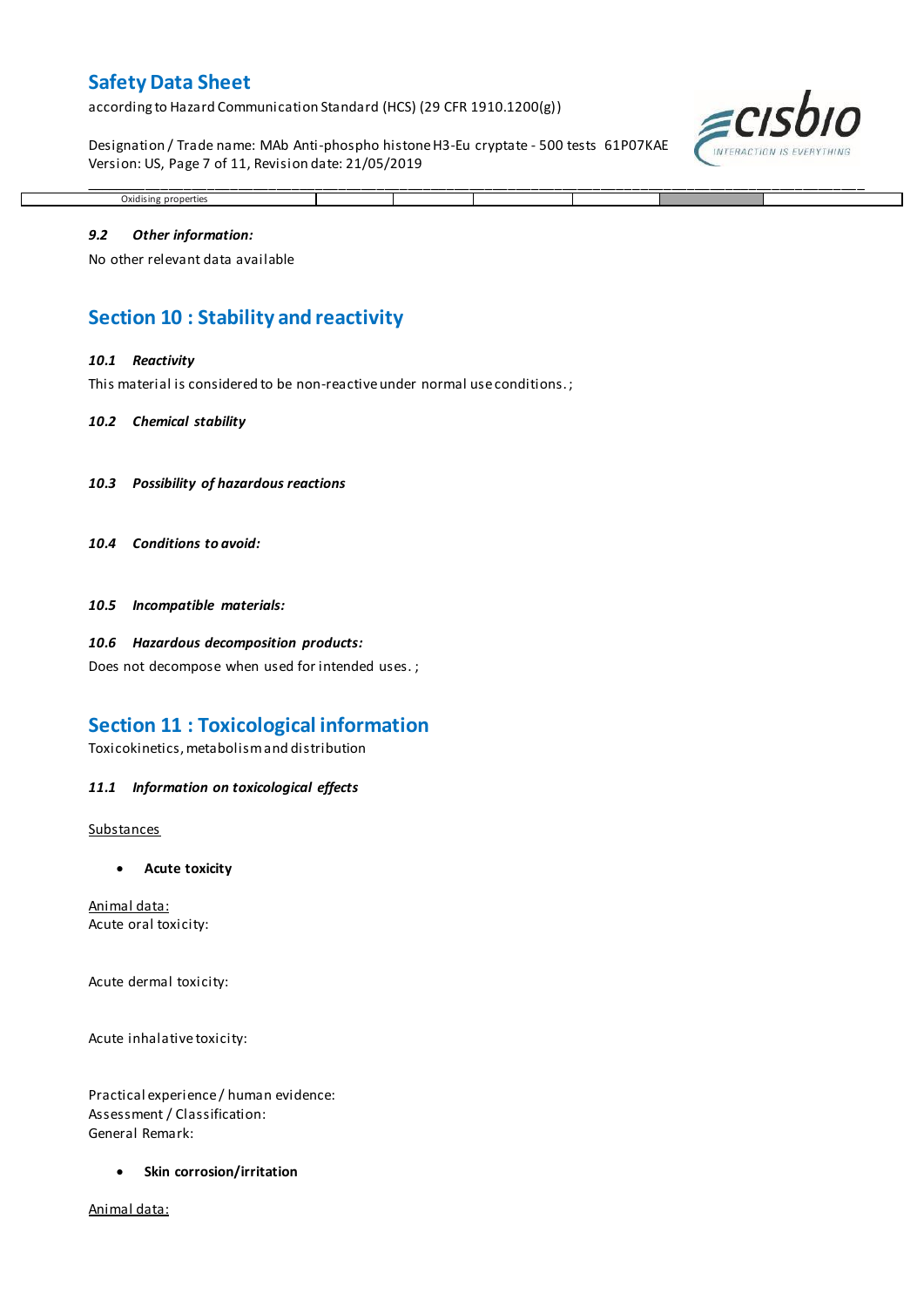| Oxidising properties | | | | | | |
|---|---|---|---|---|---|---|

### 9.2 Other information:

No other relevant data available

## Section 10 : Stability and reactivity

### 10.1 Reactivity

This material is considered to be non-reactive under normal use conditions. ;

### 10.2 Chemical stability

### 10.3 Possibility of hazardous reactions

### 10.4 Conditions to avoid:

### 10.5 Incompatible materials:

### 10.6 Hazardous decomposition products:

Does not decompose when used for intended uses. ;

## Section 11 : Toxicological information

Toxicokinetics, metabolism and distribution

### 11.1 Information on toxicological effects

Substances

- **Acute toxicity**

Animal data:
Acute oral toxicity:

Acute dermal toxicity:

Acute inhalative toxicity:

Practical experience / human evidence:
Assessment / Classification:
General Remark:

- **Skin corrosion/irritation**

Animal data: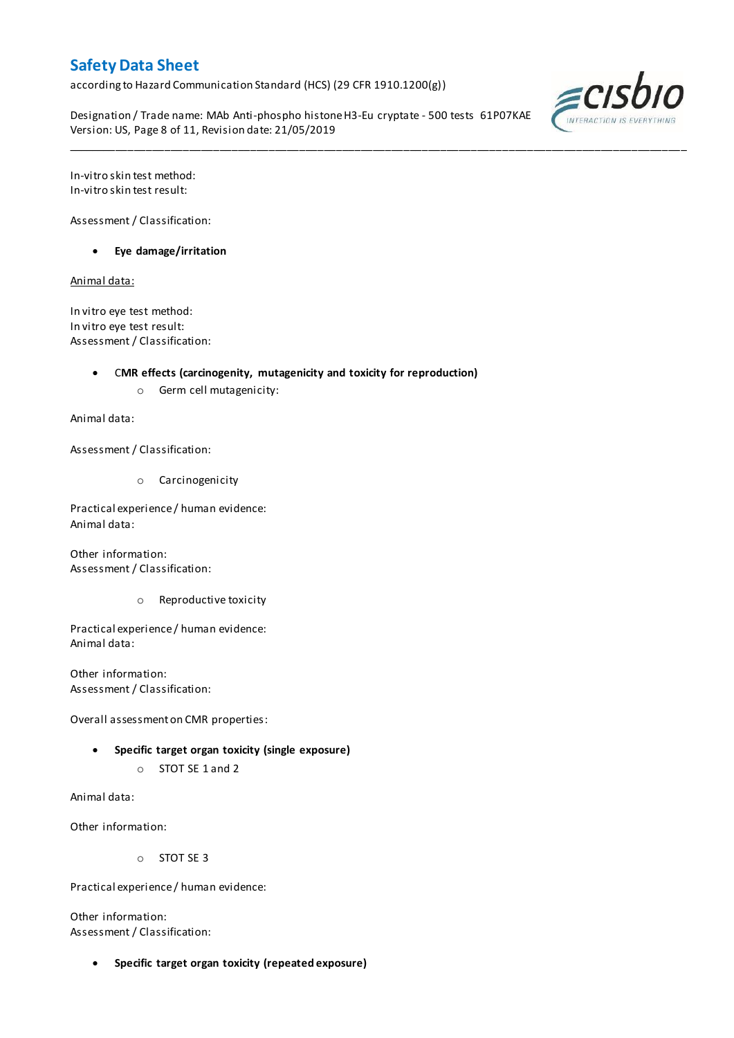In-vitro skin test method:
In-vitro skin test result:

Assessment / Classification:

- **Eye damage/irritation**

Animal data:

In vitro eye test method:
In vitro eye test result:
Assessment / Classification:

- **CMR effects (carcinogenity, mutagenicity and toxicity for reproduction)**
  - Germ cell mutagenicity:

Animal data:

Assessment / Classification:

  - Carcinogenicity

Practical experience / human evidence:
Animal data:

Other information:
Assessment / Classification:

  - Reproductive toxicity

Practical experience / human evidence:
Animal data:

Other information:
Assessment / Classification:

Overall assessment on CMR properties:

- **Specific target organ toxicity (single exposure)**
  - STOT SE 1 and 2

Animal data:

Other information:

  - STOT SE 3

Practical experience / human evidence:

Other information:
Assessment / Classification:

- **Specific target organ toxicity (repeated exposure)**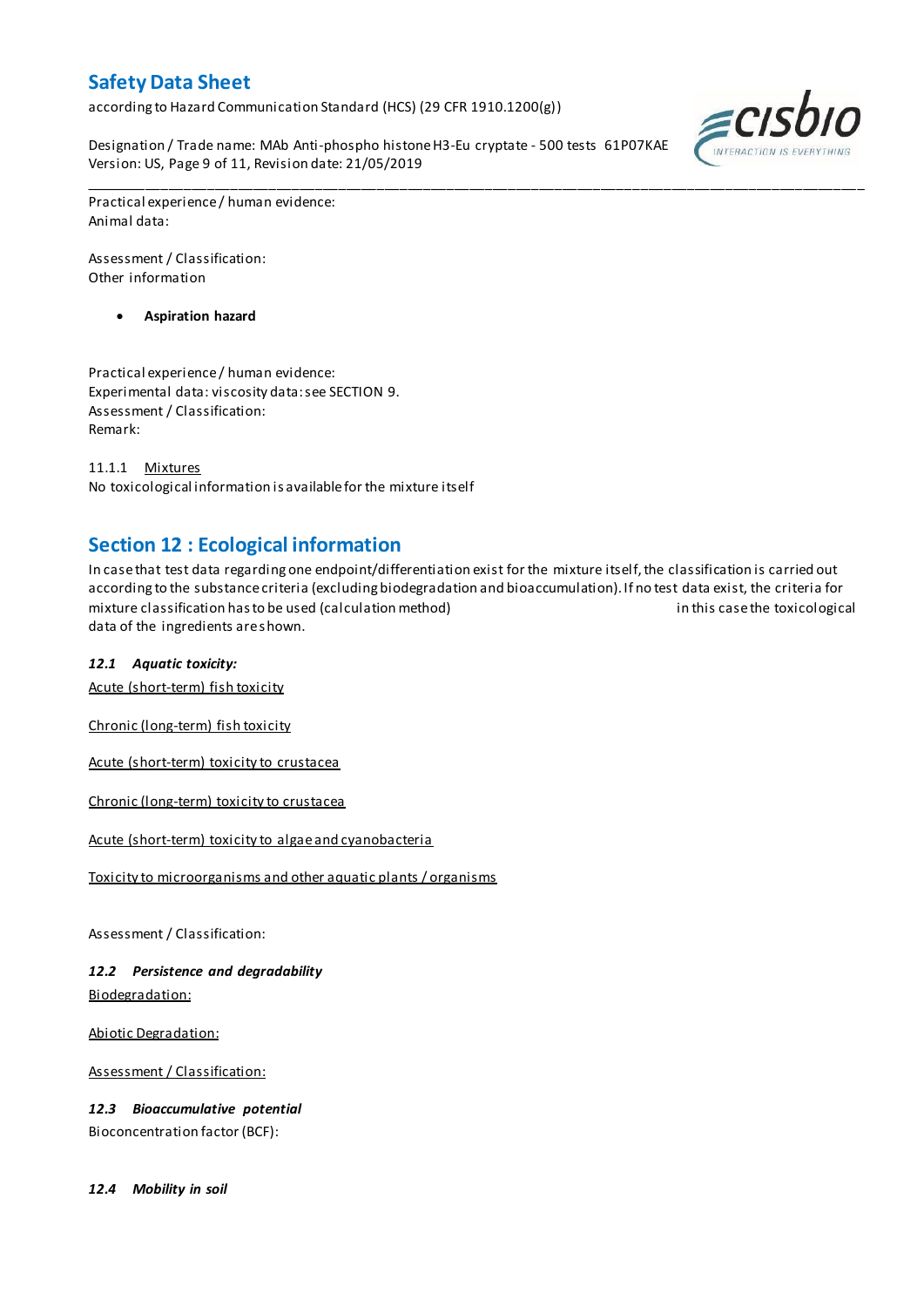Practical experience / human evidence:
Animal data:

Assessment / Classification:
Other information

- **Aspiration hazard**

Practical experience / human evidence:
Experimental data: viscosity data: see SECTION 9.
Assessment / Classification:
Remark:

11.1.1 Mixtures
No toxicological information is available for the mixture itself

## Section 12 : Ecological information

In case that test data regarding one endpoint/differentiation exist for the mixture itself, the classification is carried out according to the substance criteria (excluding biodegradation and bioaccumulation). If no test data exist, the criteria for mixture classification has to be used (calculation method) in this case the toxicological data of the ingredients are shown.

### *12.1 Aquatic toxicity:*

Acute (short-term) fish toxicity

Chronic (long-term) fish toxicity

Acute (short-term) toxicity to crustacea

Chronic (long-term) toxicity to crustacea

Acute (short-term) toxicity to algae and cyanobacteria

Toxicity to microorganisms and other aquatic plants / organisms

Assessment / Classification:

### *12.2 Persistence and degradability*

Biodegradation:

Abiotic Degradation:

Assessment / Classification:

### *12.3 Bioaccumulative potential*

Bioconcentration factor (BCF):

### *12.4 Mobility in soil*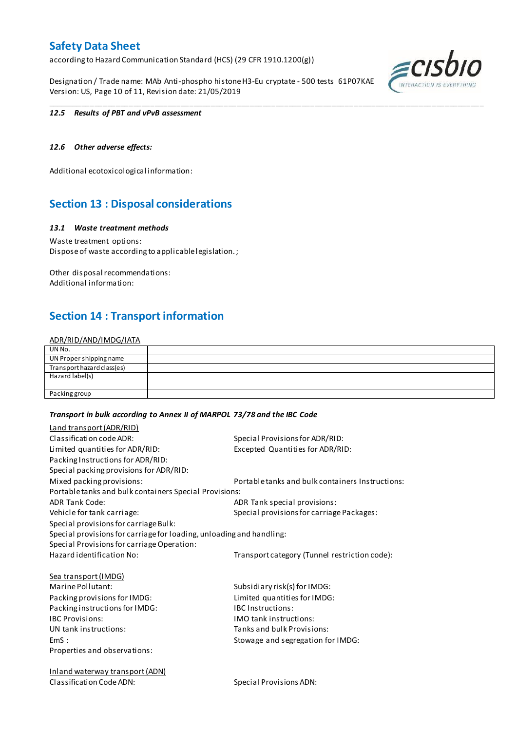#### 12.5 Results of PBT and vPvB assessment

#### 12.6 Other adverse effects:

Additional ecotoxicological information:

## Section 13 : Disposal considerations

#### 13.1 Waste treatment methods

Waste treatment options:
Dispose of waste according to applicable legislation. ;

Other disposal recommendations:
Additional information:

## Section 14 : Transport information

ADR/RID/AND/IMDG/IATA

| UN No. | |
|---|---|
| UN Proper shipping name | |
| Transport hazard class(es) | |
| Hazard label(s) | |
| Packing group | |

***Transport in bulk according to Annex II of MARPOL 73/78 and the IBC Code***

Land transport (ADR/RID)

Classification code ADR:
Special Provisions for ADR/RID:
Limited quantities for ADR/RID:
Excepted Quantities for ADR/RID:
Packing Instructions for ADR/RID:
Special packing provisions for ADR/RID:
Mixed packing provisions:
Portable tanks and bulk containers Instructions:
Portable tanks and bulk containers Special Provisions:
ADR Tank Code:
ADR Tank special provisions:
Vehicle for tank carriage:
Special provisions for carriage Packages:
Special provisions for carriage Bulk:
Special provisions for carriage for loading, unloading and handling:
Special Provisions for carriage Operation:
Hazard identification No:
Transport category (Tunnel restriction code):

Sea transport (IMDG)

Marine Pollutant:
Subsidiary risk(s) for IMDG:
Packing provisions for IMDG:
Limited quantities for IMDG:
Packing instructions for IMDG:
IBC Instructions:
IBC Provisions:
IMO tank instructions:
UN tank instructions:
Tanks and bulk Provisions:
EmS :
Stowage and segregation for IMDG:
Properties and observations:

Inland waterway transport (ADN)

Classification Code ADN:
Special Provisions ADN: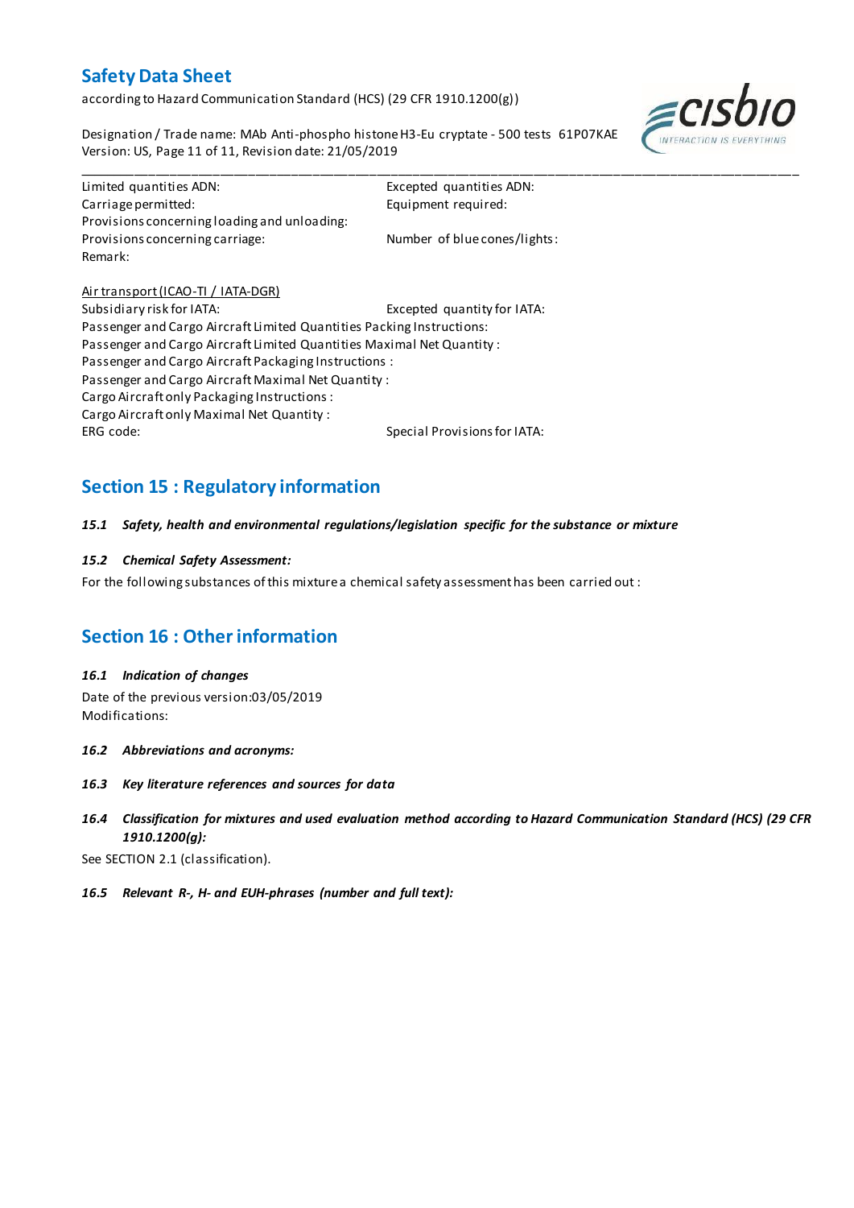Limited quantities ADN: Excepted quantities ADN:
Carriage permitted: Equipment required:
Provisions concerning loading and unloading:
Provisions concerning carriage: Number of blue cones/lights:
Remark:

Air transport (ICAO-TI / IATA-DGR)
Subsidiary risk for IATA: Excepted quantity for IATA:
Passenger and Cargo Aircraft Limited Quantities Packing Instructions:
Passenger and Cargo Aircraft Limited Quantities Maximal Net Quantity :
Passenger and Cargo Aircraft Packaging Instructions :
Passenger and Cargo Aircraft Maximal Net Quantity :
Cargo Aircraft only Packaging Instructions :
Cargo Aircraft only Maximal Net Quantity :
ERG code: Special Provisions for IATA:

## Section 15 : Regulatory information

### *15.1 Safety, health and environmental regulations/legislation specific for the substance or mixture*

### *15.2 Chemical Safety Assessment:*

For the following substances of this mixture a chemical safety assessment has been carried out :

## Section 16 : Other information

### *16.1 Indication of changes*

Date of the previous version:03/05/2019
Modifications:

### *16.2 Abbreviations and acronyms:*

### *16.3 Key literature references and sources for data*

### *16.4 Classification for mixtures and used evaluation method according to Hazard Communication Standard (HCS) (29 CFR 1910.1200(g):*

See SECTION 2.1 (classification).

### *16.5 Relevant R-, H- and EUH-phrases (number and full text):*